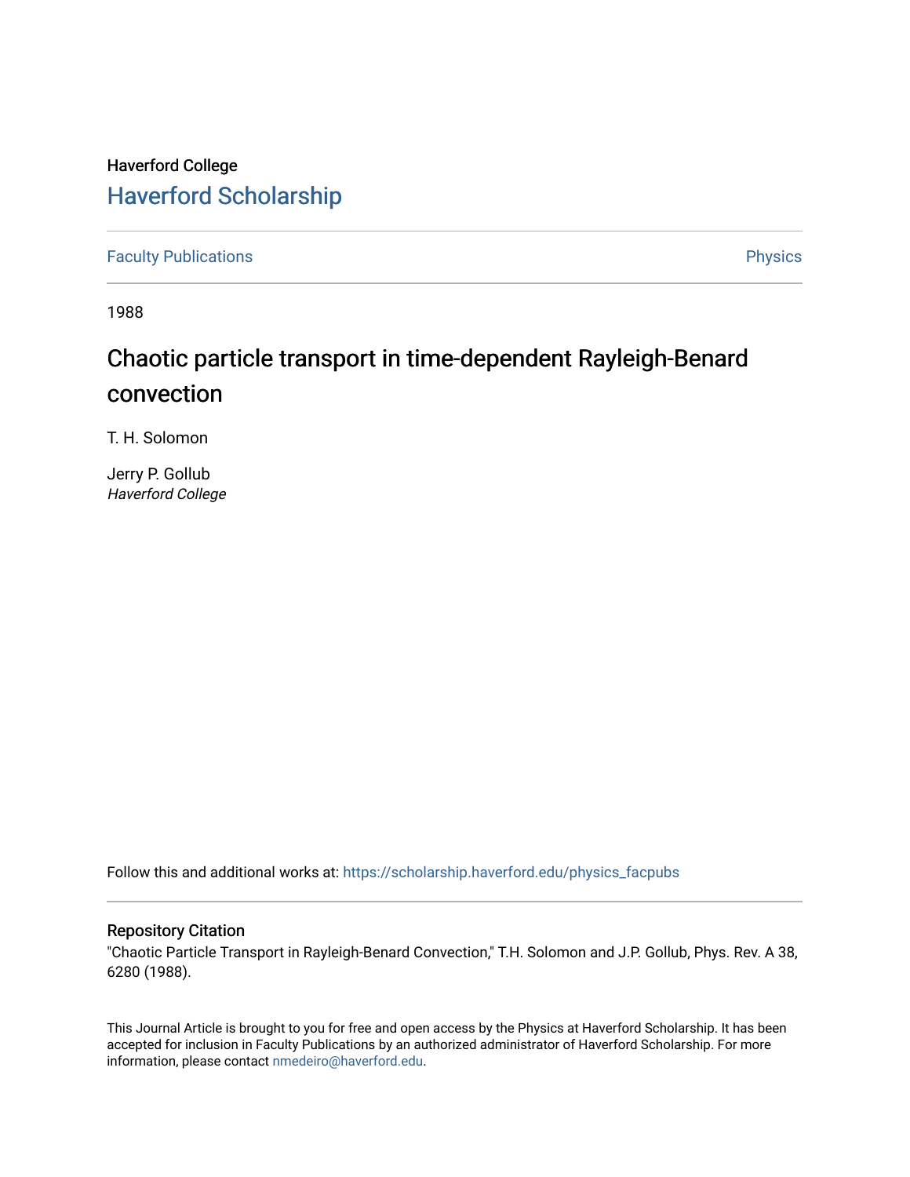Haverford College

# Haverford Scholarship

Faculty Publications

Physics

1988

## Chaotic particle transport in time-dependent Rayleigh-Benard convection

T. H. Solomon

Jerry P. Gollub
*Haverford College*

Follow this and additional works at: https://scholarship.haverford.edu/physics_facpubs

### Repository Citation

"Chaotic Particle Transport in Rayleigh-Benard Convection," T.H. Solomon and J.P. Gollub, Phys. Rev. A 38, 6280 (1988).

This Journal Article is brought to you for free and open access by the Physics at Haverford Scholarship. It has been accepted for inclusion in Faculty Publications by an authorized administrator of Haverford Scholarship. For more information, please contact nmedeiro@haverford.edu.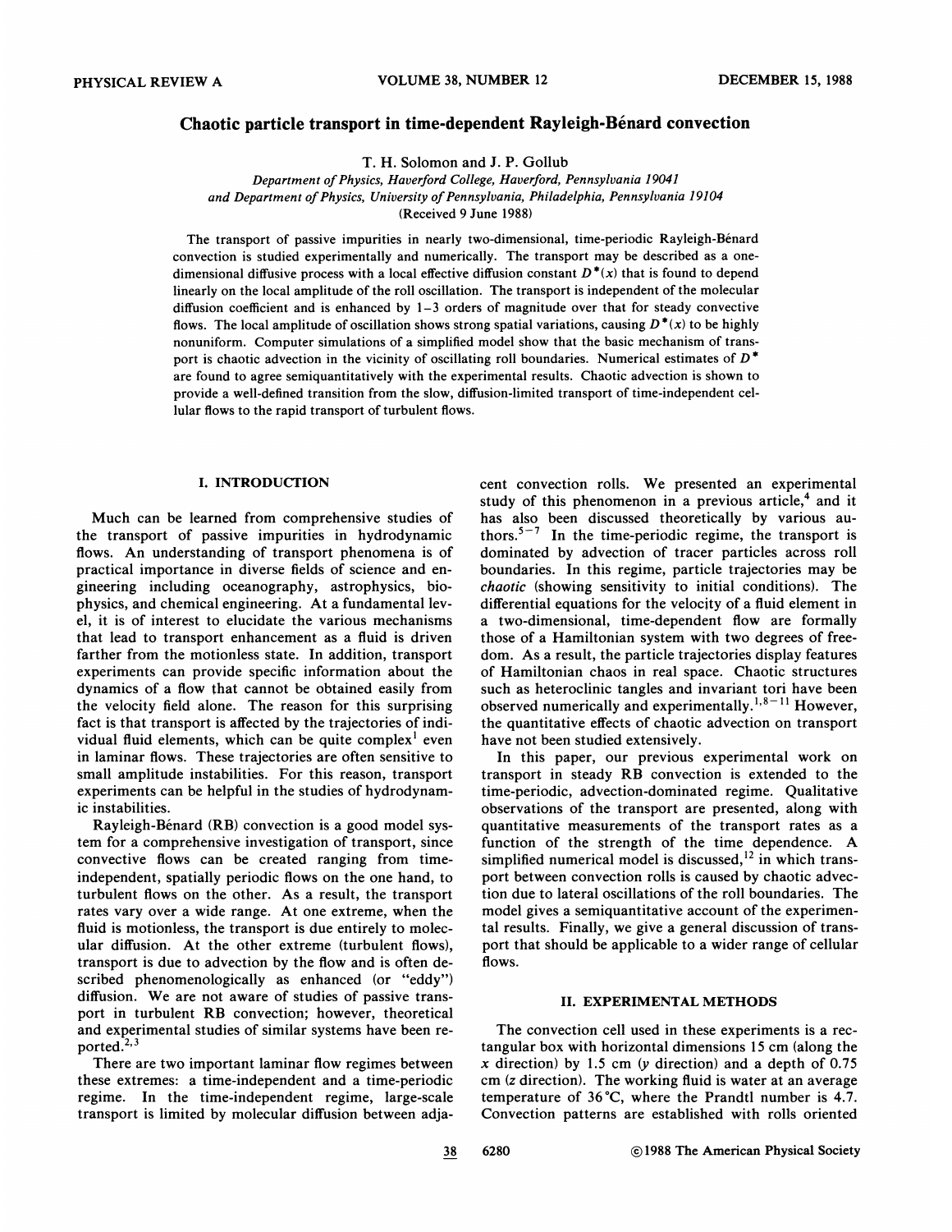# Chaotic particle transport in time-dependent Rayleigh-Bénard convection

T. H. Solomon and J. P. Gollub

*Department of Physics, Haverford College, Haverford, Pennsylvania 19041*
*and Department of Physics, University of Pennsylvania, Philadelphia, Pennsylvania 19104*
(Received 9 June 1988)

The transport of passive impurities in nearly two-dimensional, time-periodic Rayleigh-Bénard convection is studied experimentally and numerically. The transport may be described as a one-dimensional diffusive process with a local effective diffusion constant $D^*(x)$ that is found to depend linearly on the local amplitude of the roll oscillation. The transport is independent of the molecular diffusion coefficient and is enhanced by 1–3 orders of magnitude over that for steady convective flows. The local amplitude of oscillation shows strong spatial variations, causing $D^*(x)$ to be highly nonuniform. Computer simulations of a simplified model show that the basic mechanism of transport is chaotic advection in the vicinity of oscillating roll boundaries. Numerical estimates of $D^*$ are found to agree semiquantitatively with the experimental results. Chaotic advection is shown to provide a well-defined transition from the slow, diffusion-limited transport of time-independent cellular flows to the rapid transport of turbulent flows.

## I. INTRODUCTION

Much can be learned from comprehensive studies of the transport of passive impurities in hydrodynamic flows. An understanding of transport phenomena is of practical importance in diverse fields of science and engineering including oceanography, astrophysics, biophysics, and chemical engineering. At a fundamental level, it is of interest to elucidate the various mechanisms that lead to transport enhancement as a fluid is driven farther from the motionless state. In addition, transport experiments can provide specific information about the dynamics of a flow that cannot be obtained easily from the velocity field alone. The reason for this surprising fact is that transport is affected by the trajectories of individual fluid elements, which can be quite complex[1] even in laminar flows. These trajectories are often sensitive to small amplitude instabilities. For this reason, transport experiments can be helpful in the studies of hydrodynamic instabilities.

Rayleigh-Bénard (RB) convection is a good model system for a comprehensive investigation of transport, since convective flows can be created ranging from time-independent, spatially periodic flows on the one hand, to turbulent flows on the other. As a result, the transport rates vary over a wide range. At one extreme, when the fluid is motionless, the transport is due entirely to molecular diffusion. At the other extreme (turbulent flows), transport is due to advection by the flow and is often described phenomenologically as enhanced (or "eddy") diffusion. We are not aware of studies of passive transport in turbulent RB convection; however, theoretical and experimental studies of similar systems have been reported.[2,3]

There are two important laminar flow regimes between these extremes: a time-independent and a time-periodic regime. In the time-independent regime, large-scale transport is limited by molecular diffusion between adjacent convection rolls. We presented an experimental study of this phenomenon in a previous article,[4] and it has also been discussed theoretically by various authors.[5–7] In the time-periodic regime, the transport is dominated by advection of tracer particles across roll boundaries. In this regime, particle trajectories may be *chaotic* (showing sensitivity to initial conditions). The differential equations for the velocity of a fluid element in a two-dimensional, time-dependent flow are formally those of a Hamiltonian system with two degrees of freedom. As a result, the particle trajectories display features of Hamiltonian chaos in real space. Chaotic structures such as heteroclinic tangles and invariant tori have been observed numerically and experimentally.[1,8–11] However, the quantitative effects of chaotic advection on transport have not been studied extensively.

In this paper, our previous experimental work on transport in steady RB convection is extended to the time-periodic, advection-dominated regime. Qualitative observations of the transport are presented, along with quantitative measurements of the transport rates as a function of the strength of the time dependence. A simplified numerical model is discussed,[12] in which transport between convection rolls is caused by chaotic advection due to lateral oscillations of the roll boundaries. The model gives a semiquantitative account of the experimental results. Finally, we give a general discussion of transport that should be applicable to a wider range of cellular flows.

## II. EXPERIMENTAL METHODS

The convection cell used in these experiments is a rectangular box with horizontal dimensions 15 cm (along the $x$ direction) by 1.5 cm ($y$ direction) and a depth of 0.75 cm ($z$ direction). The working fluid is water at an average temperature of 36 °C, where the Prandtl number is 4.7. Convection patterns are established with rolls oriented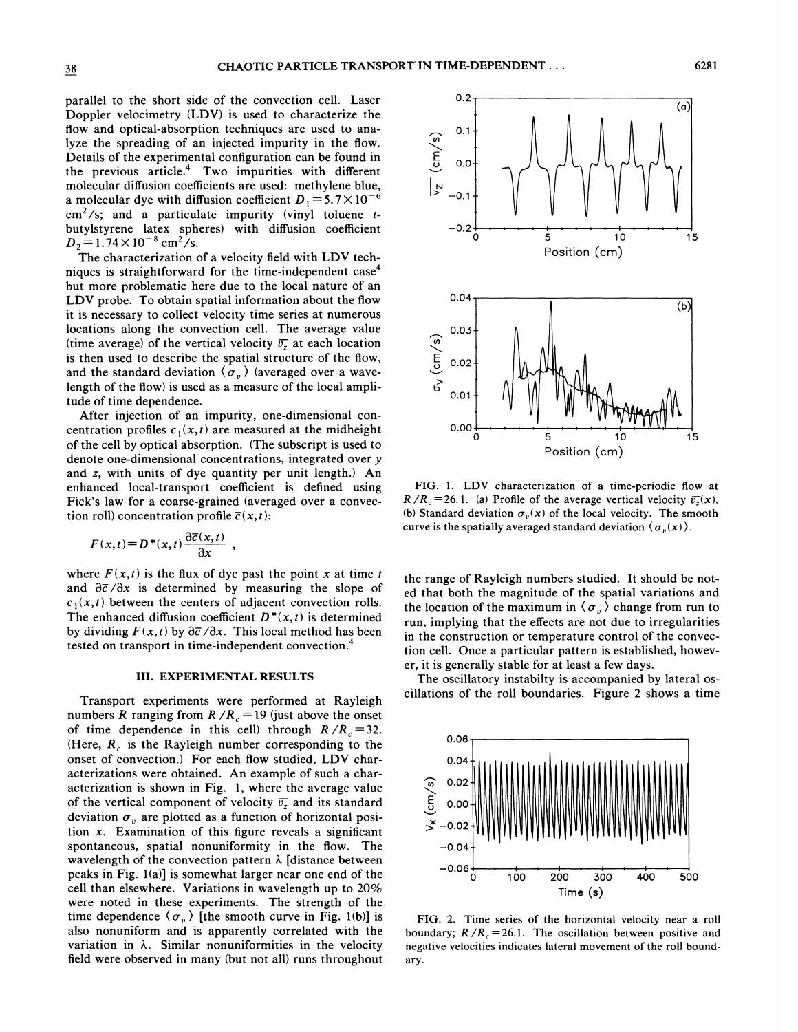parallel to the short side of the convection cell. Laser Doppler velocimetry (LDV) is used to characterize the flow and optical-absorption techniques are used to analyze the spreading of an injected impurity in the flow. Details of the experimental configuration can be found in the previous article.[4] Two impurities with different molecular diffusion coefficients are used: methylene blue, a molecular dye with diffusion coefficient $D_1 = 5.7 \times 10^{-6}$ cm$^2$/s; and a particulate impurity (vinyl toluene $t$-butylstyrene latex spheres) with diffusion coefficient $D_2 = 1.74 \times 10^{-8}$ cm$^2$/s.

The characterization of a velocity field with LDV techniques is straightforward for the time-independent case[4] but more problematic here due to the local nature of an LDV probe. To obtain spatial information about the flow it is necessary to collect velocity time series at numerous locations along the convection cell. The average value (time average) of the vertical velocity $\overline{v_z}$ at each location is then used to describe the spatial structure of the flow, and the standard deviation $\langle \sigma_v \rangle$ (averaged over a wavelength of the flow) is used as a measure of the local amplitude of time dependence.

After injection of an impurity, one-dimensional concentration profiles $c_1(x,t)$ are measured at the midheight of the cell by optical absorption. (The subscript is used to denote one-dimensional concentrations, integrated over $y$ and $z$, with units of dye quantity per unit length.) An enhanced local-transport coefficient is defined using Fick's law for a coarse-grained (averaged over a convection roll) concentration profile $\overline{c}(x,t)$:

$$F(x,t) = D^*(x,t)\frac{\partial \overline{c}(x,t)}{\partial x} ,$$

where $F(x,t)$ is the flux of dye past the point $x$ at time $t$ and $\partial \overline{c}/\partial x$ is determined by measuring the slope of $c_1(x,t)$ between the centers of adjacent convection rolls. The enhanced diffusion coefficient $D^*(x,t)$ is determined by dividing $F(x,t)$ by $\partial \overline{c}/\partial x$. This local method has been tested on transport in time-independent convection.[4]

## III. EXPERIMENTAL RESULTS

Transport experiments were performed at Rayleigh numbers $R$ ranging from $R/R_c = 19$ (just above the onset of time dependence in this cell) through $R/R_c = 32$. (Here, $R_c$ is the Rayleigh number corresponding to the onset of convection.) For each flow studied, LDV characterizations were obtained. An example of such a characterization is shown in Fig. 1, where the average value of the vertical component of velocity $\overline{v_z}$ and its standard deviation $\sigma_v$ are plotted as a function of horizontal position $x$. Examination of this figure reveals a significant spontaneous, spatial nonuniformity in the flow. The wavelength of the convection pattern $\lambda$ [distance between peaks in Fig. 1(a)] is somewhat larger near one end of the cell than elsewhere. Variations in wavelength up to 20% were noted in these experiments. The strength of the time dependence $\langle \sigma_v \rangle$ [the smooth curve in Fig. 1(b)] is also nonuniform and is apparently correlated with the variation in $\lambda$. Similar nonuniformities in the velocity field were observed in many (but not all) runs throughout the range of Rayleigh numbers studied. It should be noted that both the magnitude of the spatial variations and the location of the maximum in $\langle \sigma_v \rangle$ change from run to run, implying that the effects are not due to irregularities in the construction or temperature control of the convection cell. Once a particular pattern is established, however, it is generally stable for at least a few days.

The oscillatory instabilty is accompanied by lateral oscillations of the roll boundaries. Figure 2 shows a time

(a)
$\overline{v_z}$ (cm/s)
0.2
0.1
0.0
−0.1
−0.2
0 5 10 15
Position (cm)

(b)
$\sigma_v$ (cm/s)
0.04
0.03
0.02
0.01
0.00
0 5 10 15
Position (cm)

FIG. 1. LDV characterization of a time-periodic flow at $R/R_c = 26.1$. (a) Profile of the average vertical velocity $\overline{v_z}(x)$. (b) Standard deviation $\sigma_v(x)$ of the local velocity. The smooth curve is the spatially averaged standard deviation $\langle \sigma_v(x) \rangle$.

$V_x$ (cm/s)
0.06
0.04
0.02
0.00
−0.02
−0.04
−0.06
0 100 200 300 400 500
Time (s)

FIG. 2. Time series of the horizontal velocity near a roll boundary; $R/R_c = 26.1$. The oscillation between positive and negative velocities indicates lateral movement of the roll boundary.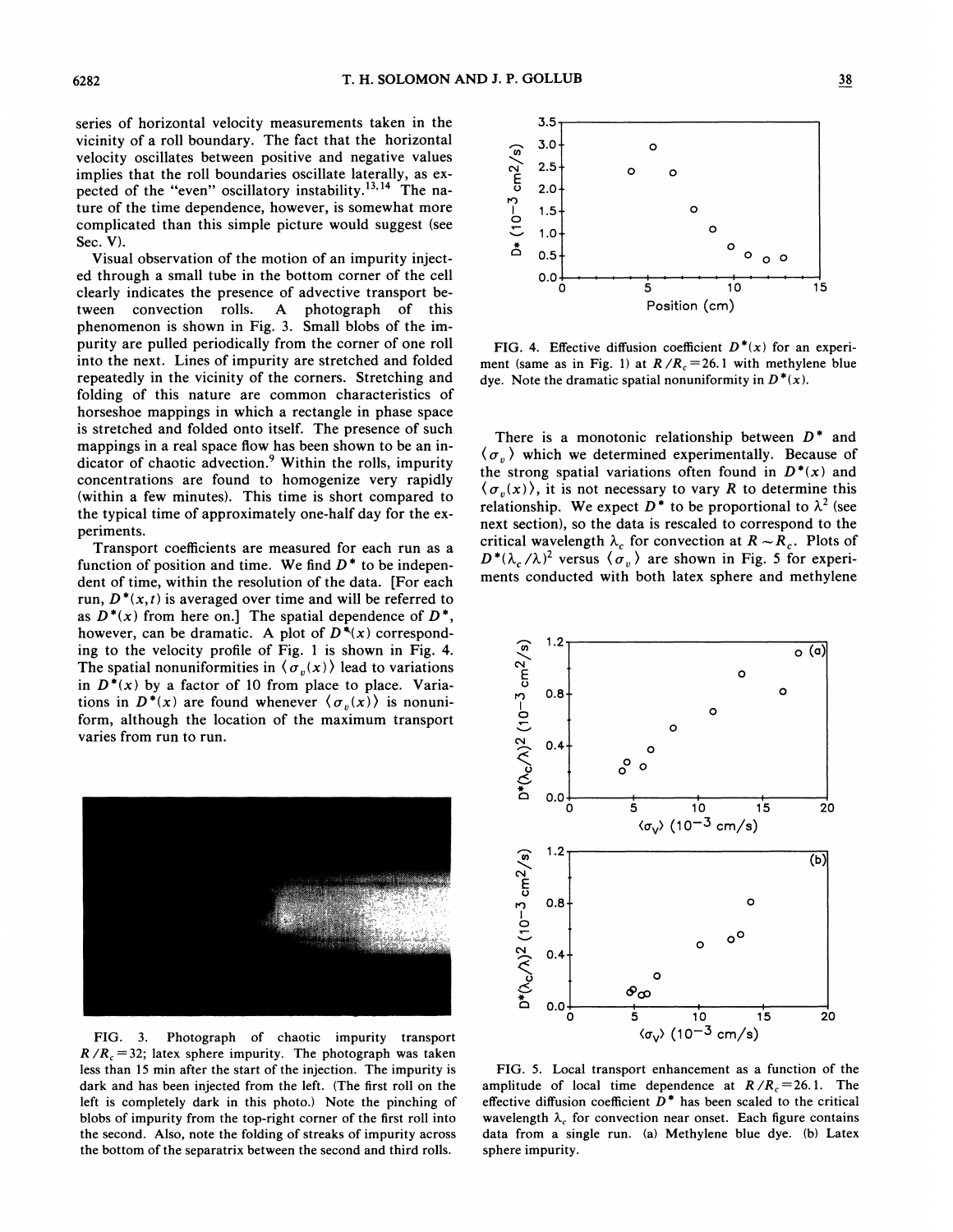series of horizontal velocity measurements taken in the vicinity of a roll boundary. The fact that the horizontal velocity oscillates between positive and negative values implies that the roll boundaries oscillate laterally, as expected of the "even" oscillatory instability.[13,14] The nature of the time dependence, however, is somewhat more complicated than this simple picture would suggest (see Sec. V).

Visual observation of the motion of an impurity injected through a small tube in the bottom corner of the cell clearly indicates the presence of advective transport between convection rolls. A photograph of this phenomenon is shown in Fig. 3. Small blobs of the impurity are pulled periodically from the corner of one roll into the next. Lines of impurity are stretched and folded repeatedly in the vicinity of the corners. Stretching and folding of this nature are common characteristics of horseshoe mappings in which a rectangle in phase space is stretched and folded onto itself. The presence of such mappings in a real space flow has been shown to be an indicator of chaotic advection.[9] Within the rolls, impurity concentrations are found to homogenize very rapidly (within a few minutes). This time is short compared to the typical time of approximately one-half day for the experiments.

Transport coefficients are measured for each run as a function of position and time. We find $D^*$ to be independent of time, within the resolution of the data. [For each run, $D^*(x,t)$ is averaged over time and will be referred to as $D^*(x)$ from here on.] The spatial dependence of $D^*$, however, can be dramatic. A plot of $D^*(x)$ corresponding to the velocity profile of Fig. 1 is shown in Fig. 4. The spatial nonuniformities in $\langle \sigma_v(x) \rangle$ lead to variations in $D^*(x)$ by a factor of 10 from place to place. Variations in $D^*(x)$ are found whenever $\langle \sigma_v(x) \rangle$ is nonuniform, although the location of the maximum transport varies from run to run.

FIG. 3. Photograph of chaotic impurity transport $R/R_c = 32$; latex sphere impurity. The photograph was taken less than 15 min after the start of the injection. The impurity is dark and has been injected from the left. (The first roll on the left is completely dark in this photo.) Note the pinching of blobs of impurity from the top-right corner of the first roll into the second. Also, note the folding of streaks of impurity across the bottom of the separatrix between the second and third rolls.

D* (10⁻³ cm2/s)
3.5
3.0
2.5
2.0
1.5
1.0
0.5
0.0
0
5
10
15
Position (cm)

FIG. 4. Effective diffusion coefficient $D^*(x)$ for an experiment (same as in Fig. 1) at $R/R_c = 26.1$ with methylene blue dye. Note the dramatic spatial nonuniformity in $D^*(x)$.

There is a monotonic relationship between $D^*$ and $\langle \sigma_v \rangle$ which we determined experimentally. Because of the strong spatial variations often found in $D^*(x)$ and $\langle \sigma_v(x) \rangle$, it is not necessary to vary $R$ to determine this relationship. We expect $D^*$ to be proportional to $\lambda^2$ (see next section), so the data is rescaled to correspond to the critical wavelength $\lambda_c$ for convection at $R \sim R_c$. Plots of $D^*(\lambda_c/\lambda)^2$ versus $\langle \sigma_v \rangle$ are shown in Fig. 5 for experiments conducted with both latex sphere and methylene

(a)
D*(λc/λ)² (10⁻³ cm²/s)
1.2
0.8
0.4
0.0
0
5
10
15
20
⟨σv⟩ (10⁻³ cm/s)

(b)
D*(λc/λ)² (10⁻³ cm²/s)
1.2
0.8
0.4
0.0
0
5
10
15
20
⟨σv⟩ (10⁻³ cm/s)

FIG. 5. Local transport enhancement as a function of the amplitude of local time dependence at $R/R_c = 26.1$. The effective diffusion coefficient $D^*$ has been scaled to the critical wavelength $\lambda_c$ for convection near onset. Each figure contains data from a single run. (a) Methylene blue dye. (b) Latex sphere impurity.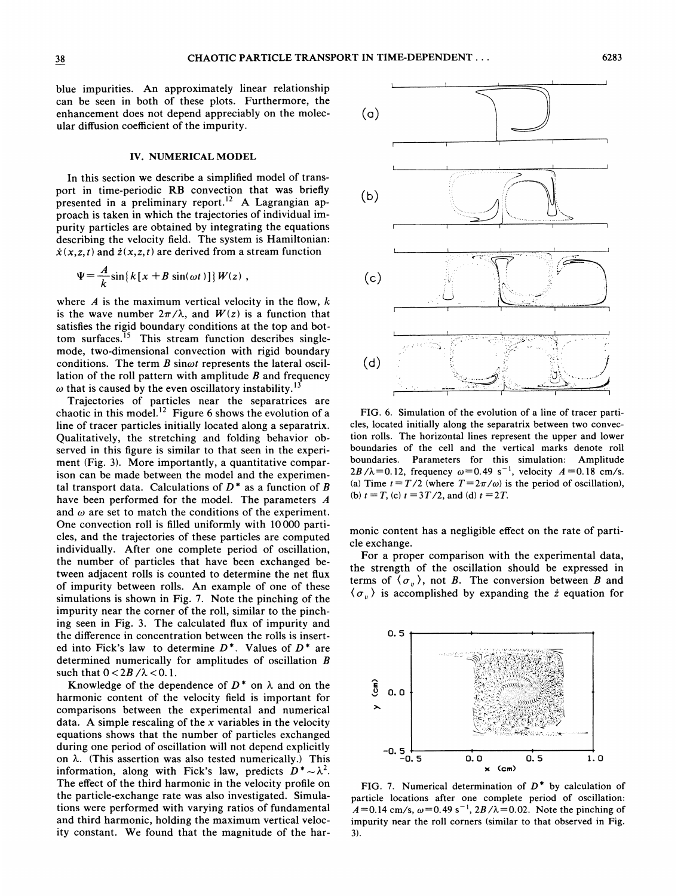blue impurities. An approximately linear relationship can be seen in both of these plots. Furthermore, the enhancement does not depend appreciably on the molecular diffusion coefficient of the impurity.

## IV. NUMERICAL MODEL

In this section we describe a simplified model of transport in time-periodic RB convection that was briefly presented in a preliminary report.[12] A Lagrangian approach is taken in which the trajectories of individual impurity particles are obtained by integrating the equations describing the velocity field. The system is Hamiltonian: $\dot{x}(x,z,t)$ and $\dot{z}(x,z,t)$ are derived from a stream function

$$\Psi = \frac{A}{k}\sin\{k[x + B\sin(\omega t)]\}W(z) ,$$

where $A$ is the maximum vertical velocity in the flow, $k$ is the wave number $2\pi/\lambda$, and $W(z)$ is a function that satisfies the rigid boundary conditions at the top and bottom surfaces.[15] This stream function describes single-mode, two-dimensional convection with rigid boundary conditions. The term $B\sin\omega t$ represents the lateral oscillation of the roll pattern with amplitude $B$ and frequency $\omega$ that is caused by the even oscillatory instability.[13]

Trajectories of particles near the separatrices are chaotic in this model.[12] Figure 6 shows the evolution of a line of tracer particles initially located along a separatrix. Qualitatively, the stretching and folding behavior observed in this figure is similar to that seen in the experiment (Fig. 3). More importantly, a quantitative comparison can be made between the model and the experimental transport data. Calculations of $D^*$ as a function of $B$ have been performed for the model. The parameters $A$ and $\omega$ are set to match the conditions of the experiment. One convection roll is filled uniformly with 10 000 particles, and the trajectories of these particles are computed individually. After one complete period of oscillation, the number of particles that have been exchanged between adjacent rolls is counted to determine the net flux of impurity between rolls. An example of one of these simulations is shown in Fig. 7. Note the pinching of the impurity near the corner of the roll, similar to the pinching seen in Fig. 3. The calculated flux of impurity and the difference in concentration between the rolls is inserted into Fick's law to determine $D^*$. Values of $D^*$ are determined numerically for amplitudes of oscillation $B$ such that $0 < 2B/\lambda < 0.1$.

Knowledge of the dependence of $D^*$ on $\lambda$ and on the harmonic content of the velocity field is important for comparisons between the experimental and numerical data. A simple rescaling of the $x$ variables in the velocity equations shows that the number of particles exchanged during one period of oscillation will not depend explicitly on $\lambda$. (This assertion was also tested numerically.) This information, along with Fick's law, predicts $D^* \sim \lambda^2$. The effect of the third harmonic in the velocity profile on the particle-exchange rate was also investigated. Simulations were performed with varying ratios of fundamental and third harmonic, holding the maximum vertical velocity constant. We found that the magnitude of the harmonic content has a negligible effect on the rate of particle exchange.

(a)

(b)

(c)

(d)

FIG. 6. Simulation of the evolution of a line of tracer particles, located initially along the separatrix between two convection rolls. The horizontal lines represent the upper and lower boundaries of the cell and the vertical marks denote roll boundaries. Parameters for this simulation: Amplitude $2B/\lambda = 0.12$, frequency $\omega = 0.49\ \mathrm{s}^{-1}$, velocity $A = 0.18$ cm/s. (a) Time $t = T/2$ (where $T = 2\pi/\omega$) is the period of oscillation), (b) $t = T$, (c) $t = 3T/2$, and (d) $t = 2T$.

For a proper comparison with the experimental data, the strength of the oscillation should be expressed in terms of $\langle \sigma_v \rangle$, not $B$. The conversion between $B$ and $\langle \sigma_v \rangle$ is accomplished by expanding the $\dot{z}$ equation for

0. 5

0. 0

-0. 5

y (cm)

-0. 5

0. 0

0. 5

1. 0

x (cm)

FIG. 7. Numerical determination of $D^*$ by calculation of particle locations after one complete period of oscillation: $A = 0.14$ cm/s, $\omega = 0.49\ \mathrm{s}^{-1}$, $2B/\lambda = 0.02$. Note the pinching of impurity near the roll corners (similar to that observed in Fig. 3).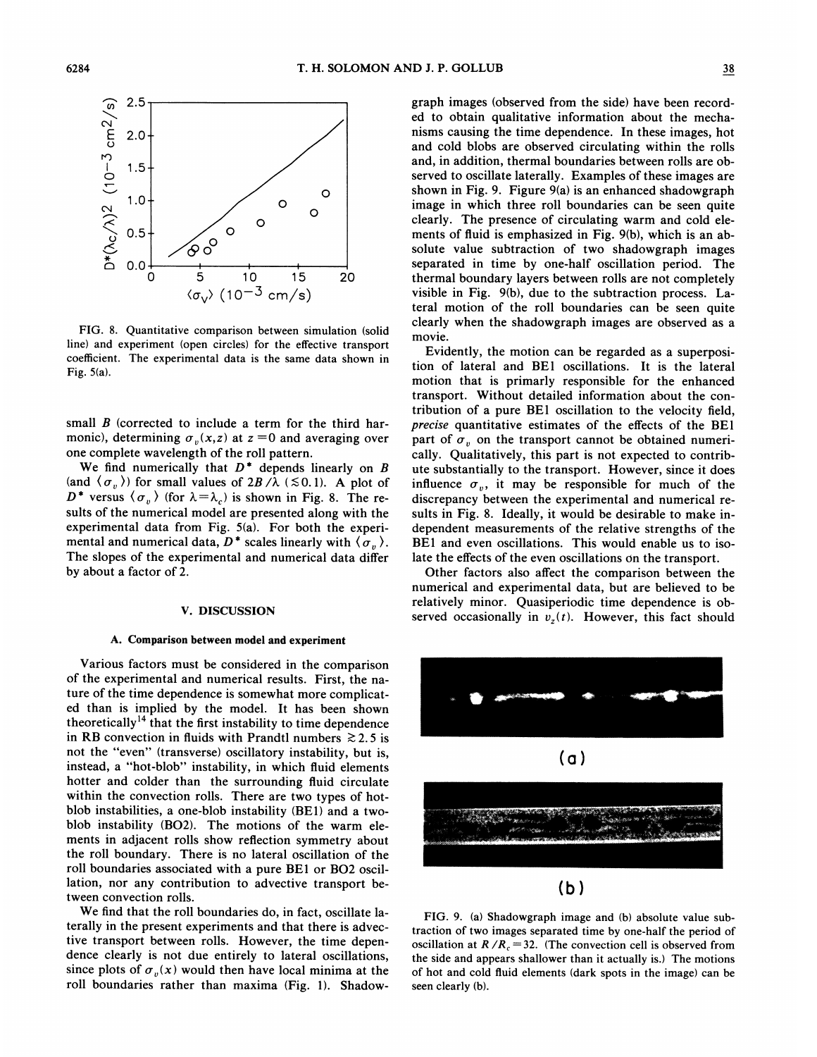$D^*(\lambda_c/\lambda)^2$ ($10^{-3}$ cm$^2$/s)

2.5
2.0
1.5
1.0
0.5
0.0

0 5 10 15 20

$\langle\sigma_v\rangle$ ($10^{-3}$ cm/s)

FIG. 8. Quantitative comparison between simulation (solid line) and experiment (open circles) for the effective transport coefficient. The experimental data is the same data shown in Fig. 5(a).

small $B$ (corrected to include a term for the third harmonic), determining $\sigma_v(x,z)$ at $z=0$ and averaging over one complete wavelength of the roll pattern.

We find numerically that $D^*$ depends linearly on $B$ (and $\langle \sigma_v \rangle$) for small values of $2B/\lambda$ ($\lesssim 0.1$). A plot of $D^*$ versus $\langle \sigma_v \rangle$ (for $\lambda = \lambda_c$) is shown in Fig. 8. The results of the numerical model are presented along with the experimental data from Fig. 5(a). For both the experimental and numerical data, $D^*$ scales linearly with $\langle \sigma_v \rangle$. The slopes of the experimental and numerical data differ by about a factor of 2.

## V. DISCUSSION

### A. Comparison between model and experiment

Various factors must be considered in the comparison of the experimental and numerical results. First, the nature of the time dependence is somewhat more complicated than is implied by the model. It has been shown theoretically[14] that the first instability to time dependence in RB convection in fluids with Prandtl numbers $\gtrsim 2.5$ is not the "even" (transverse) oscillatory instability, but is, instead, a "hot-blob" instability, in which fluid elements hotter and colder than the surrounding fluid circulate within the convection rolls. There are two types of hot-blob instabilities, a one-blob instability (BE1) and a two-blob instability (BO2). The motions of the warm elements in adjacent rolls show reflection symmetry about the roll boundary. There is no lateral oscillation of the roll boundaries associated with a pure BE1 or BO2 oscillation, nor any contribution to advective transport between convection rolls.

We find that the roll boundaries do, in fact, oscillate laterally in the present experiments and that there is advective transport between rolls. However, the time dependence clearly is not due entirely to lateral oscillations, since plots of $\sigma_v(x)$ would then have local minima at the roll boundaries rather than maxima (Fig. 1). Shadowgraph images (observed from the side) have been recorded to obtain qualitative information about the mechanisms causing the time dependence. In these images, hot and cold blobs are observed circulating within the rolls and, in addition, thermal boundaries between rolls are observed to oscillate laterally. Examples of these images are shown in Fig. 9. Figure 9(a) is an enhanced shadowgraph image in which three roll boundaries can be seen quite clearly. The presence of circulating warm and cold elements of fluid is emphasized in Fig. 9(b), which is an absolute value subtraction of two shadowgraph images separated in time by one-half oscillation period. The thermal boundary layers between rolls are not completely visible in Fig. 9(b), due to the subtraction process. Lateral motion of the roll boundaries can be seen quite clearly when the shadowgraph images are observed as a movie.

Evidently, the motion can be regarded as a superposition of lateral and BE1 oscillations. It is the lateral motion that is primarily responsible for the enhanced transport. Without detailed information about the contribution of a pure BE1 oscillation to the velocity field, *precise* quantitative estimates of the effects of the BE1 part of $\sigma_v$ on the transport cannot be obtained numerically. Qualitatively, this part is not expected to contribute substantially to the transport. However, since it does influence $\sigma_v$, it may be responsible for much of the discrepancy between the experimental and numerical results in Fig. 8. Ideally, it would be desirable to make independent measurements of the relative strengths of the BE1 and even oscillations. This would enable us to isolate the effects of the even oscillations on the transport.

Other factors also affect the comparison between the numerical and experimental data, but are believed to be relatively minor. Quasiperiodic time dependence is observed occasionally in $v_z(t)$. However, this fact should

(a)

(b)

FIG. 9. (a) Shadowgraph image and (b) absolute value subtraction of two images separated time by one-half the period of oscillation at $R/R_c = 32$. (The convection cell is observed from the side and appears shallower than it actually is.) The motions of hot and cold fluid elements (dark spots in the image) can be seen clearly (b).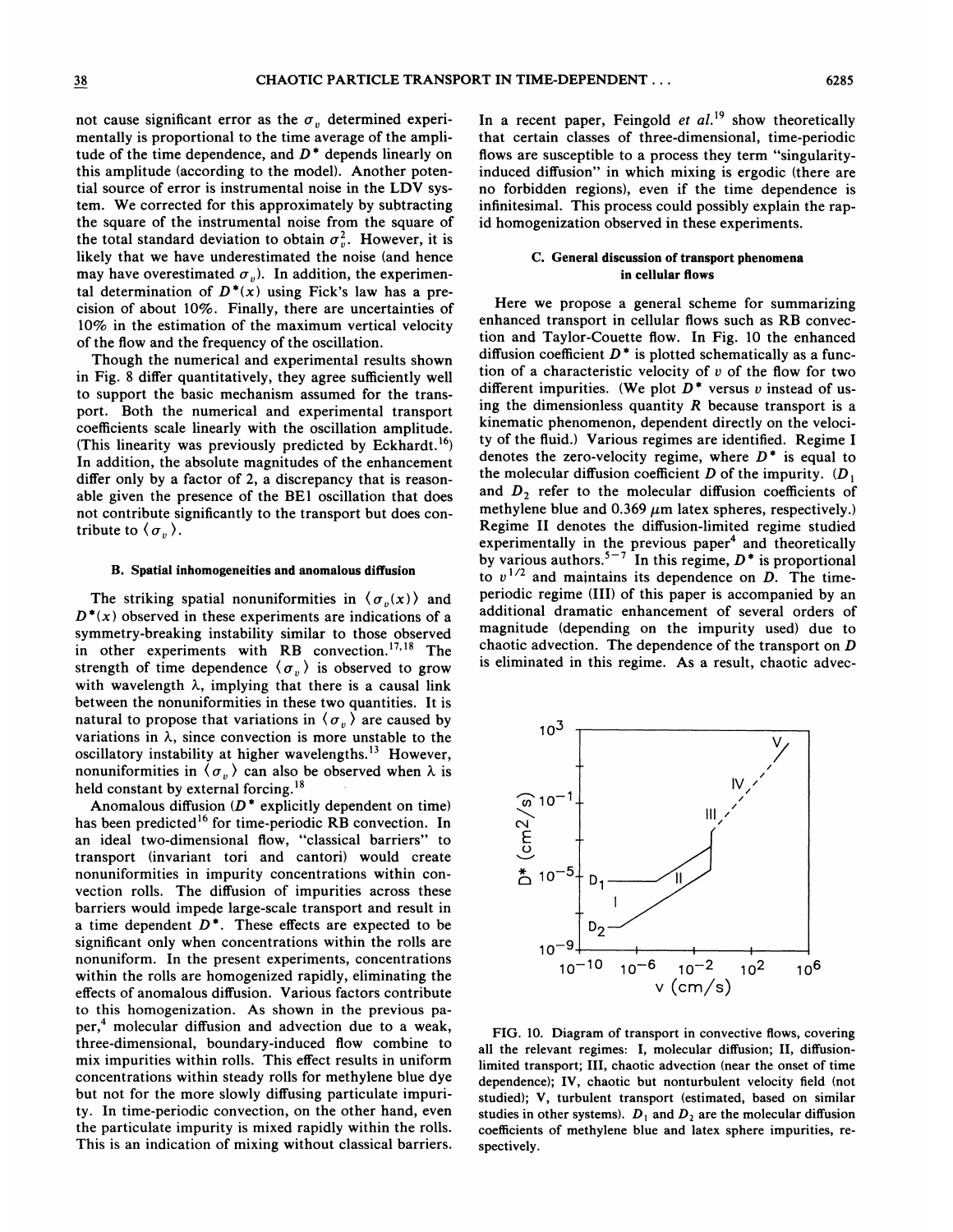not cause significant error as the $\sigma_v$ determined experimentally is proportional to the time average of the amplitude of the time dependence, and $D^*$ depends linearly on this amplitude (according to the model). Another potential source of error is instrumental noise in the LDV system. We corrected for this approximately by subtracting the square of the instrumental noise from the square of the total standard deviation to obtain $\sigma_v^2$. However, it is likely that we have underestimated the noise (and hence may have overestimated $\sigma_v$). In addition, the experimental determination of $D^*(x)$ using Fick's law has a precision of about 10%. Finally, there are uncertainties of 10% in the estimation of the maximum vertical velocity of the flow and the frequency of the oscillation.

Though the numerical and experimental results shown in Fig. 8 differ quantitatively, they agree sufficiently well to support the basic mechanism assumed for the transport. Both the numerical and experimental transport coefficients scale linearly with the oscillation amplitude. (This linearity was previously predicted by Eckhardt.[16]) In addition, the absolute magnitudes of the enhancement differ only by a factor of 2, a discrepancy that is reasonable given the presence of the BE1 oscillation that does not contribute significantly to the transport but does contribute to $\langle \sigma_v \rangle$.

### B. Spatial inhomogeneities and anomalous diffusion

The striking spatial nonuniformities in $\langle \sigma_v(x) \rangle$ and $D^*(x)$ observed in these experiments are indications of a symmetry-breaking instability similar to those observed in other experiments with RB convection.[17,18] The strength of time dependence $\langle \sigma_v \rangle$ is observed to grow with wavelength $\lambda$, implying that there is a causal link between the nonuniformities in these two quantities. It is natural to propose that variations in $\langle \sigma_v \rangle$ are caused by variations in $\lambda$, since convection is more unstable to the oscillatory instability at higher wavelengths.[13] However, nonuniformities in $\langle \sigma_v \rangle$ can also be observed when $\lambda$ is held constant by external forcing.[18]

Anomalous diffusion ($D^*$ explicitly dependent on time) has been predicted[16] for time-periodic RB convection. In an ideal two-dimensional flow, "classical barriers" to transport (invariant tori and cantori) would create nonuniformities in impurity concentrations within convection rolls. The diffusion of impurities across these barriers would impede large-scale transport and result in a time dependent $D^*$. These effects are expected to be significant only when concentrations within the rolls are nonuniform. In the present experiments, concentrations within the rolls are homogenized rapidly, eliminating the effects of anomalous diffusion. Various factors contribute to this homogenization. As shown in the previous paper,[4] molecular diffusion and advection due to a weak, three-dimensional, boundary-induced flow combine to mix impurities within rolls. This effect results in uniform concentrations within steady rolls for methylene blue dye but not for the more slowly diffusing particulate impurity. In time-periodic convection, on the other hand, even the particulate impurity is mixed rapidly within the rolls. This is an indication of mixing without classical barriers.

In a recent paper, Feingold *et al.*[19] show theoretically that certain classes of three-dimensional, time-periodic flows are susceptible to a process they term "singularity-induced diffusion" in which mixing is ergodic (there are no forbidden regions), even if the time dependence is infinitesimal. This process could possibly explain the rapid homogenization observed in these experiments.

### C. General discussion of transport phenomena in cellular flows

Here we propose a general scheme for summarizing enhanced transport in cellular flows such as RB convection and Taylor-Couette flow. In Fig. 10 the enhanced diffusion coefficient $D^*$ is plotted schematically as a function of a characteristic velocity of $v$ of the flow for two different impurities. (We plot $D^*$ versus $v$ instead of using the dimensionless quantity $R$ because transport is a kinematic phenomenon, dependent directly on the velocity of the fluid.) Various regimes are identified. Regime I denotes the zero-velocity regime, where $D^*$ is equal to the molecular diffusion coefficient $D$ of the impurity. ($D_1$ and $D_2$ refer to the molecular diffusion coefficients of methylene blue and 0.369 $\mu$m latex spheres, respectively.) Regime II denotes the diffusion-limited regime studied experimentally in the previous paper[4] and theoretically by various authors.[5-7] In this regime, $D^*$ is proportional to $v^{1/2}$ and maintains its dependence on $D$. The time-periodic regime (III) of this paper is accompanied by an additional dramatic enhancement of several orders of magnitude (depending on the impurity used) due to chaotic advection. The dependence of the transport on $D$ is eliminated in this regime. As a result, chaotic advec-

$10^3$
$10^{-1}$
$10^{-5}$
$10^{-9}$
$D^*$ (cm²/s)
$10^{-10}$ $10^{-6}$ $10^{-2}$ $10^{2}$ $10^{6}$
v (cm/s)
$D_1$
$D_2$
I
II
III
IV
V

FIG. 10. Diagram of transport in convective flows, covering all the relevant regimes: I, molecular diffusion; II, diffusion-limited transport; III, chaotic advection (near the onset of time dependence); IV, chaotic but nonturbulent velocity field (not studied); V, turbulent transport (estimated, based on similar studies in other systems). $D_1$ and $D_2$ are the molecular diffusion coefficients of methylene blue and latex sphere impurities, respectively.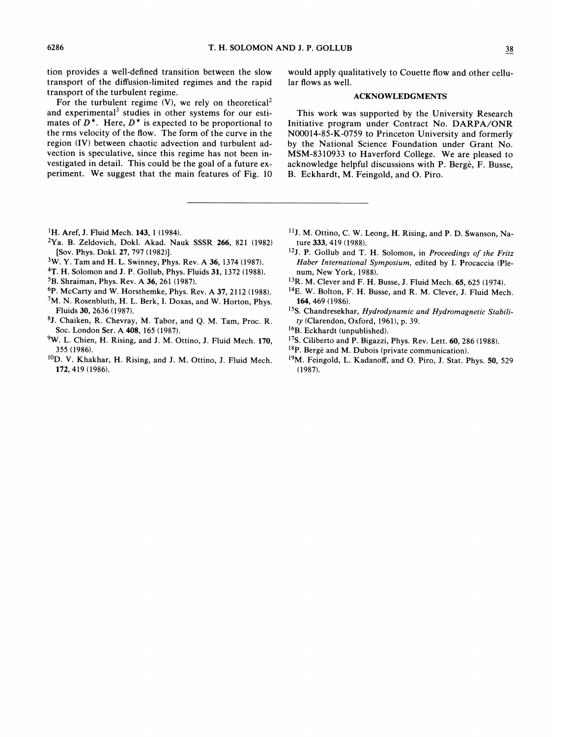tion provides a well-defined transition between the slow transport of the diffusion-limited regimes and the rapid transport of the turbulent regime.

For the turbulent regime (V), we rely on theoretical[2] and experimental[3] studies in other systems for our estimates of $D^*$. Here, $D^*$ is expected to be proportional to the rms velocity of the flow. The form of the curve in the region (IV) between chaotic advection and turbulent advection is speculative, since this regime has not been investigated in detail. This could be the goal of a future experiment. We suggest that the main features of Fig. 10 would apply qualitatively to Couette flow and other cellular flows as well.

## ACKNOWLEDGMENTS

This work was supported by the University Research Initiative program under Contract No. DARPA/ONR N00014-85-K-0759 to Princeton University and formerly by the National Science Foundation under Grant No. MSM-8310933 to Haverford College. We are pleased to acknowledge helpful discussions with P. Bergé, F. Busse, B. Eckhardt, M. Feingold, and O. Piro.

---

[1] H. Aref, J. Fluid Mech. **143**, 1 (1984).

[2] Ya. B. Zeldovich, Dokl. Akad. Nauk SSSR **266**, 821 (1982) [Sov. Phys. Dokl. **27**, 797 (1982)].

[3] W. Y. Tam and H. L. Swinney, Phys. Rev. A **36**, 1374 (1987).

[4] T. H. Solomon and J. P. Gollub, Phys. Fluids **31**, 1372 (1988).

[5] B. Shraiman, Phys. Rev. A **36**, 261 (1987).

[6] P. McCarty and W. Horsthemke, Phys. Rev. A **37**, 2112 (1988).

[7] M. N. Rosenbluth, H. L. Berk, I. Doxas, and W. Horton, Phys. Fluids **30**, 2636 (1987).

[8] J. Chaiken, R. Chevray, M. Tabor, and Q. M. Tam, Proc. R. Soc. London Ser. A **408**, 165 (1987).

[9] W. L. Chien, H. Rising, and J. M. Ottino, J. Fluid Mech. **170**, 355 (1986).

[10] D. V. Khakhar, H. Rising, and J. M. Ottino, J. Fluid Mech. **172**, 419 (1986).

[11] J. M. Ottino, C. W. Leong, H. Rising, and P. D. Swanson, Nature **333**, 419 (1988).

[12] J. P. Gollub and T. H. Solomon, in *Proceedings of the Fritz Haber International Symposium,* edited by I. Procaccia (Plenum, New York, 1988).

[13] R. M. Clever and F. H. Busse, J. Fluid Mech. **65**, 625 (1974).

[14] E. W. Bolton, F. H. Busse, and R. M. Clever, J. Fluid Mech. **164**, 469 (1986).

[15] S. Chandresekhar, *Hydrodynamic and Hydromagnetic Stability* (Clarendon, Oxford, 1961), p. 39.

[16] B. Eckhardt (unpublished).

[17] S. Ciliberto and P. Bigazzi, Phys. Rev. Lett. **60**, 286 (1988).

[18] P. Bergé and M. Dubois (private communication).

[19] M. Feingold, L. Kadanoff, and O. Piro, J. Stat. Phys. **50**, 529 (1987).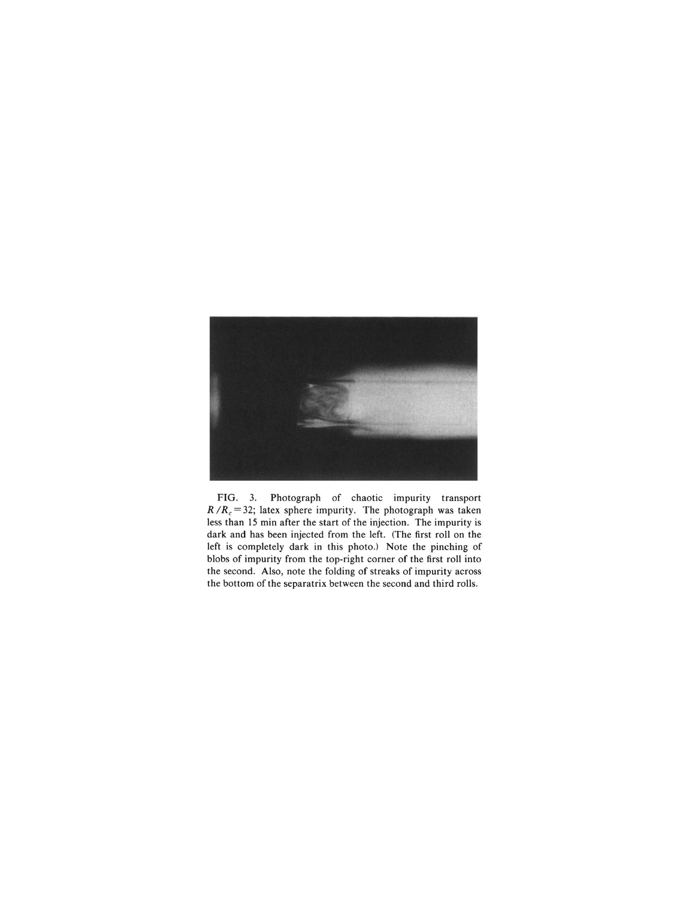FIG. 3. Photograph of chaotic impurity transport $R/R_c = 32$; latex sphere impurity. The photograph was taken less than 15 min after the start of the injection. The impurity is dark and has been injected from the left. (The first roll on the left is completely dark in this photo.) Note the pinching of blobs of impurity from the top-right corner of the first roll into the second. Also, note the folding of streaks of impurity across the bottom of the separatrix between the second and third rolls.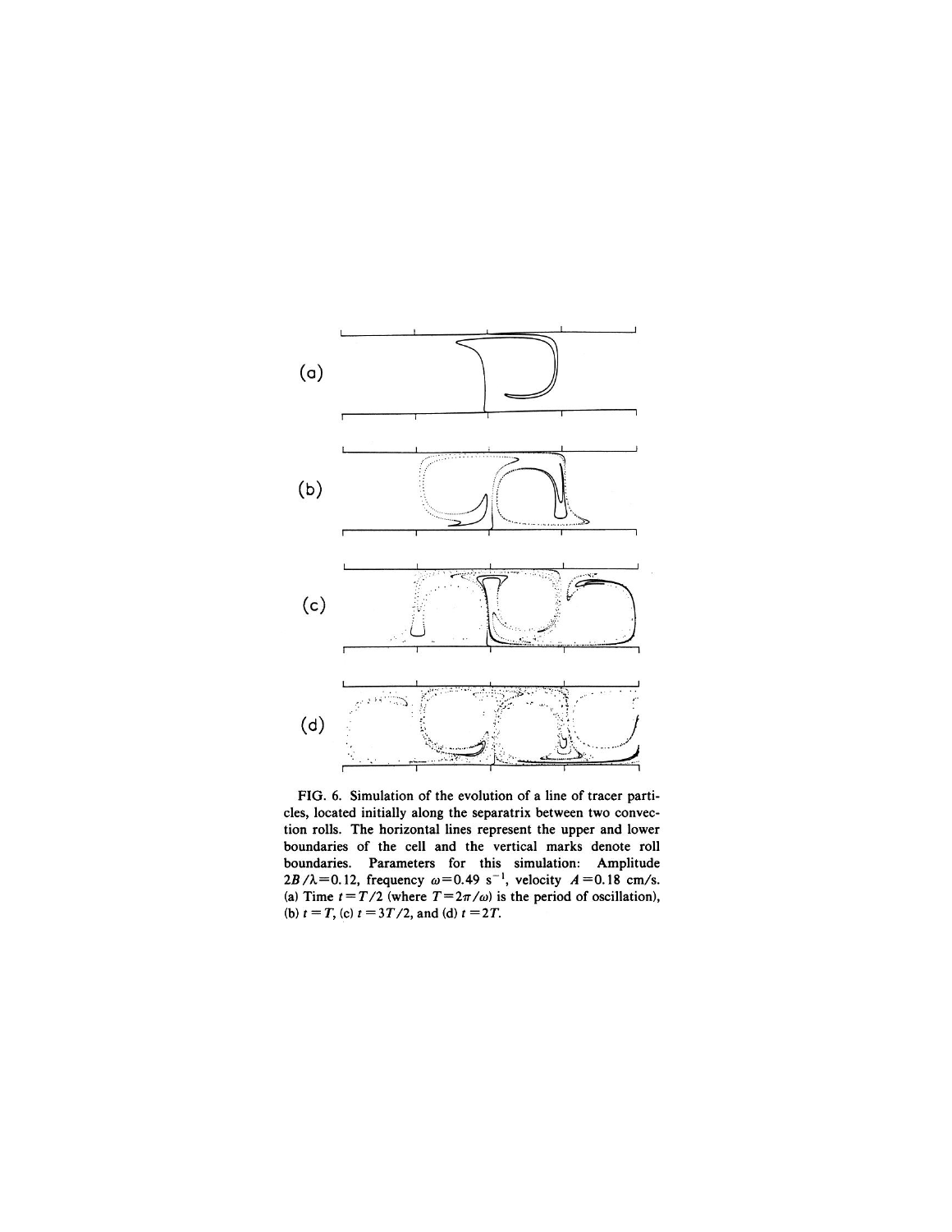(a)

(b)

(c)

(d)

FIG. 6. Simulation of the evolution of a line of tracer particles, located initially along the separatrix between two convection rolls. The horizontal lines represent the upper and lower boundaries of the cell and the vertical marks denote roll boundaries. Parameters for this simulation: Amplitude $2B/\lambda=0.12$, frequency $\omega=0.49\ \mathrm{s}^{-1}$, velocity $A=0.18$ cm/s. (a) Time $t=T/2$ (where $T=2\pi/\omega$) is the period of oscillation), (b) $t=T$, (c) $t=3T/2$, and (d) $t=2T$.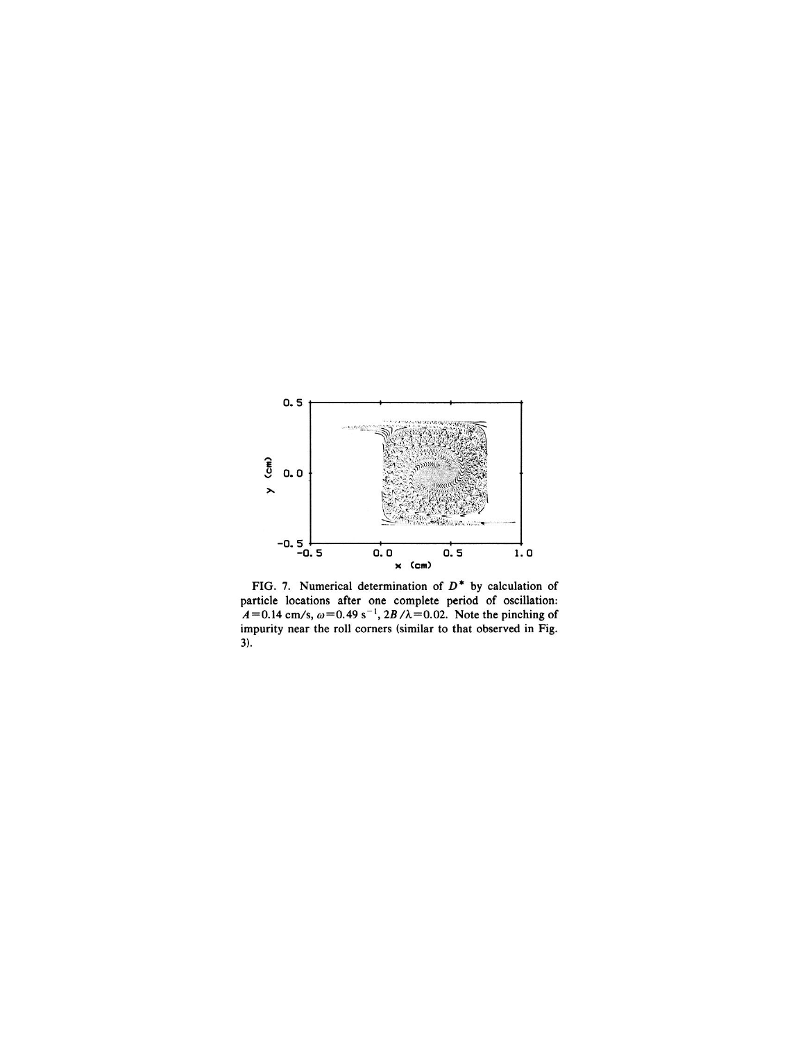0.5

0.0

-0.5

y (cm)

-0.5 0.0 0.5 1.0

x (cm)

FIG. 7. Numerical determination of $D^*$ by calculation of particle locations after one complete period of oscillation: $A=0.14$ cm/s, $\omega=0.49$ s$^{-1}$, $2B/\lambda=0.02$. Note the pinching of impurity near the roll corners (similar to that observed in Fig. 3).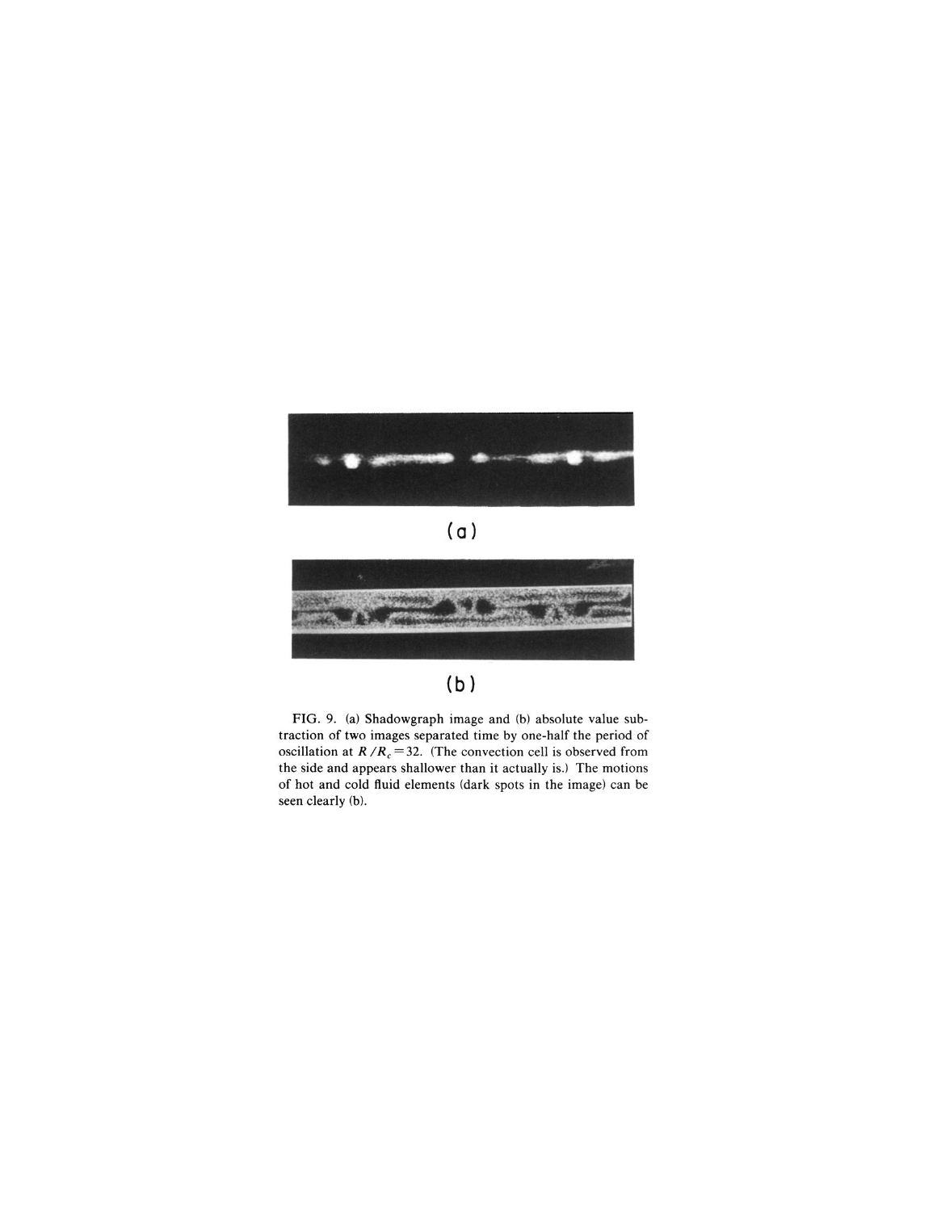(a)

(b)

FIG. 9. (a) Shadowgraph image and (b) absolute value subtraction of two images separated time by one-half the period of oscillation at $R/R_c = 32$. (The convection cell is observed from the side and appears shallower than it actually is.) The motions of hot and cold fluid elements (dark spots in the image) can be seen clearly (b).